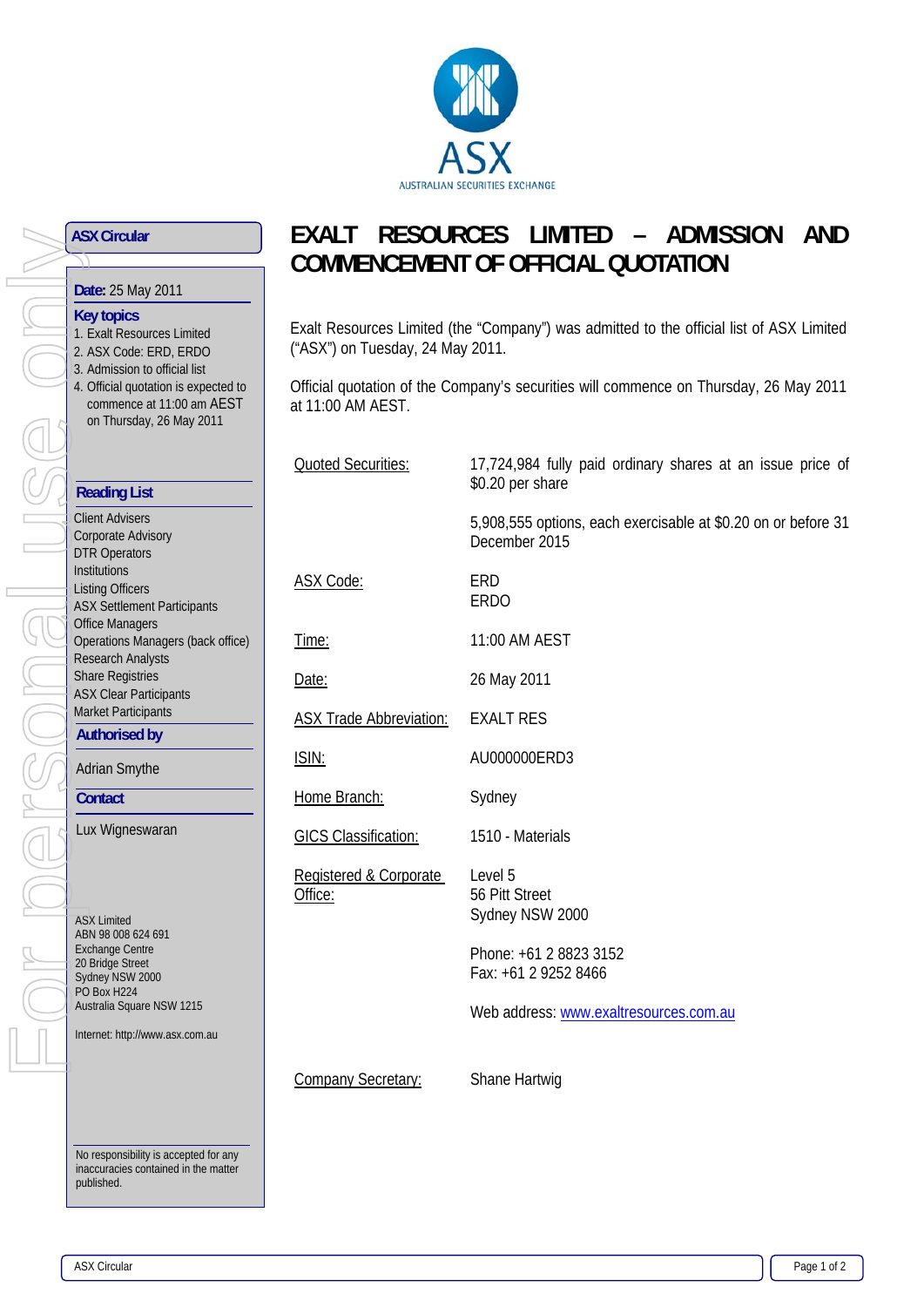# EXALT RESOURCES LIMITED – ADMISSION AND COMMENCEMENT OF OFFICIAL QUOTATION

**ASX Circular**

**Date:** 25 May 2011

**Key topics**

1. Exalt Resources Limited
2. ASX Code: ERD, ERDO
3. Admission to official list
4. Official quotation is expected to commence at 11:00 am AEST on Thursday, 26 May 2011

**Reading List**

Client Advisers
Corporate Advisory
DTR Operators
Institutions
Listing Officers
ASX Settlement Participants
Office Managers
Operations Managers (back office)
Research Analysts
Share Registries
ASX Clear Participants
Market Participants

**Authorised by**

Adrian Smythe

**Contact**

Lux Wigneswaran

ASX Limited
ABN 98 008 624 691
Exchange Centre
20 Bridge Street
Sydney NSW 2000
PO Box H224
Australia Square NSW 1215

Internet: http://www.asx.com.au

No responsibility is accepted for any inaccuracies contained in the matter published.

---

Exalt Resources Limited (the "Company") was admitted to the official list of ASX Limited ("ASX") on Tuesday, 24 May 2011.

Official quotation of the Company's securities will commence on Thursday, 26 May 2011 at 11:00 AM AEST.

| | |
|---|---|
| Quoted Securities: | 17,724,984 fully paid ordinary shares at an issue price of $0.20 per share<br><br>5,908,555 options, each exercisable at $0.20 on or before 31 December 2015 |
| ASX Code: | ERD<br>ERDO |
| Time: | 11:00 AM AEST |
| Date: | 26 May 2011 |
| ASX Trade Abbreviation: | EXALT RES |
| ISIN: | AU000000ERD3 |
| Home Branch: | Sydney |
| GICS Classification: | 1510 - Materials |
| Registered & Corporate Office: | Level 5<br>56 Pitt Street<br>Sydney NSW 2000<br><br>Phone: +61 2 8823 3152<br>Fax: +61 2 9252 8466<br><br>Web address: www.exaltresources.com.au |
| Company Secretary: | Shane Hartwig |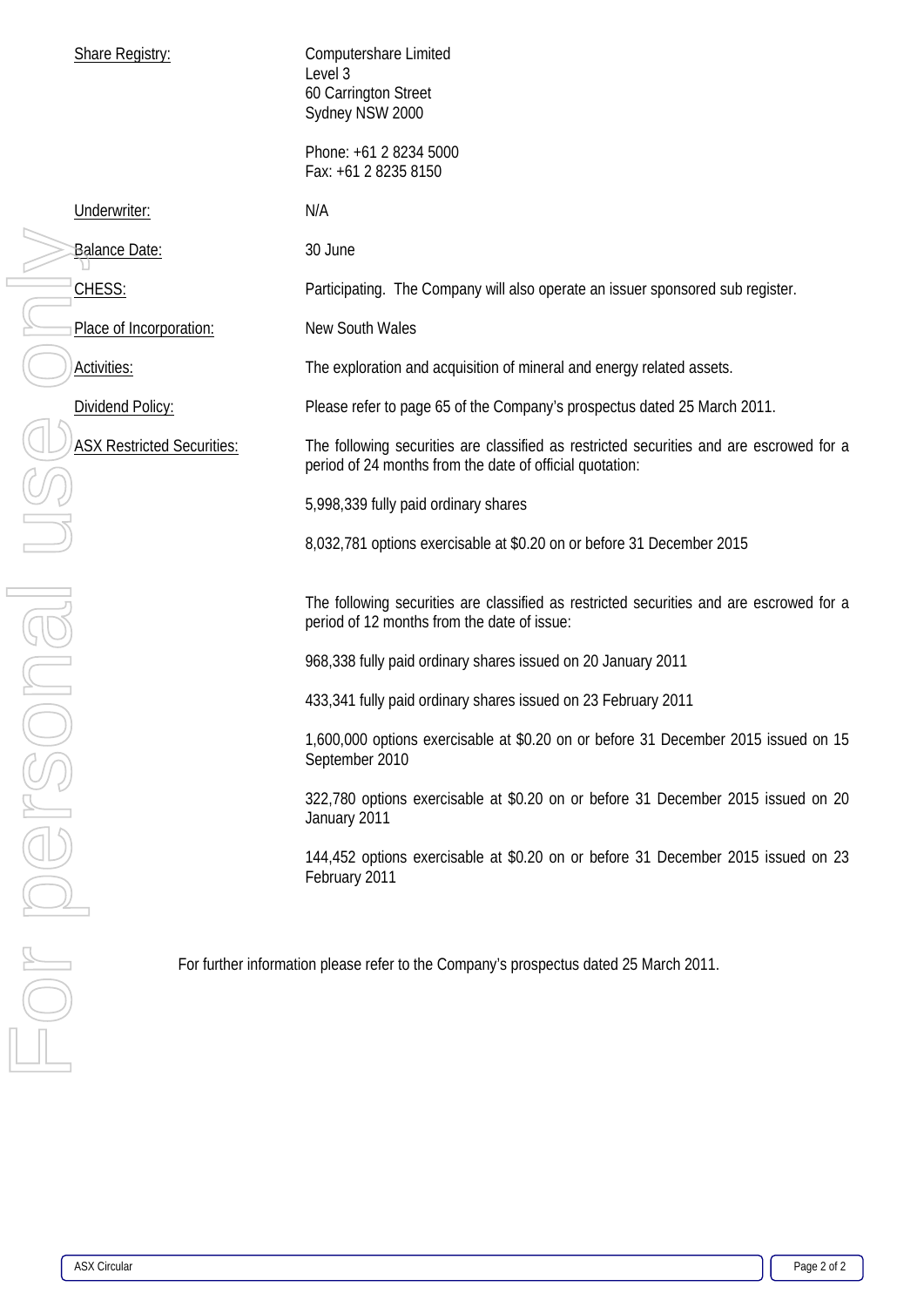| | |
|---|---|
| Share Registry: | Computershare Limited<br>Level 3<br>60 Carrington Street<br>Sydney NSW 2000<br><br>Phone: +61 2 8234 5000<br>Fax: +61 2 8235 8150 |
| Underwriter: | N/A |
| Balance Date: | 30 June |
| CHESS: | Participating. The Company will also operate an issuer sponsored sub register. |
| Place of Incorporation: | New South Wales |
| Activities: | The exploration and acquisition of mineral and energy related assets. |
| Dividend Policy: | Please refer to page 65 of the Company's prospectus dated 25 March 2011. |
| ASX Restricted Securities: | The following securities are classified as restricted securities and are escrowed for a period of 24 months from the date of official quotation:<br><br>5,998,339 fully paid ordinary shares<br><br>8,032,781 options exercisable at $0.20 on or before 31 December 2015<br><br>The following securities are classified as restricted securities and are escrowed for a period of 12 months from the date of issue:<br><br>968,338 fully paid ordinary shares issued on 20 January 2011<br><br>433,341 fully paid ordinary shares issued on 23 February 2011<br><br>1,600,000 options exercisable at $0.20 on or before 31 December 2015 issued on 15 September 2010<br><br>322,780 options exercisable at $0.20 on or before 31 December 2015 issued on 20 January 2011<br><br>144,452 options exercisable at $0.20 on or before 31 December 2015 issued on 23 February 2011 |

For further information please refer to the Company's prospectus dated 25 March 2011.